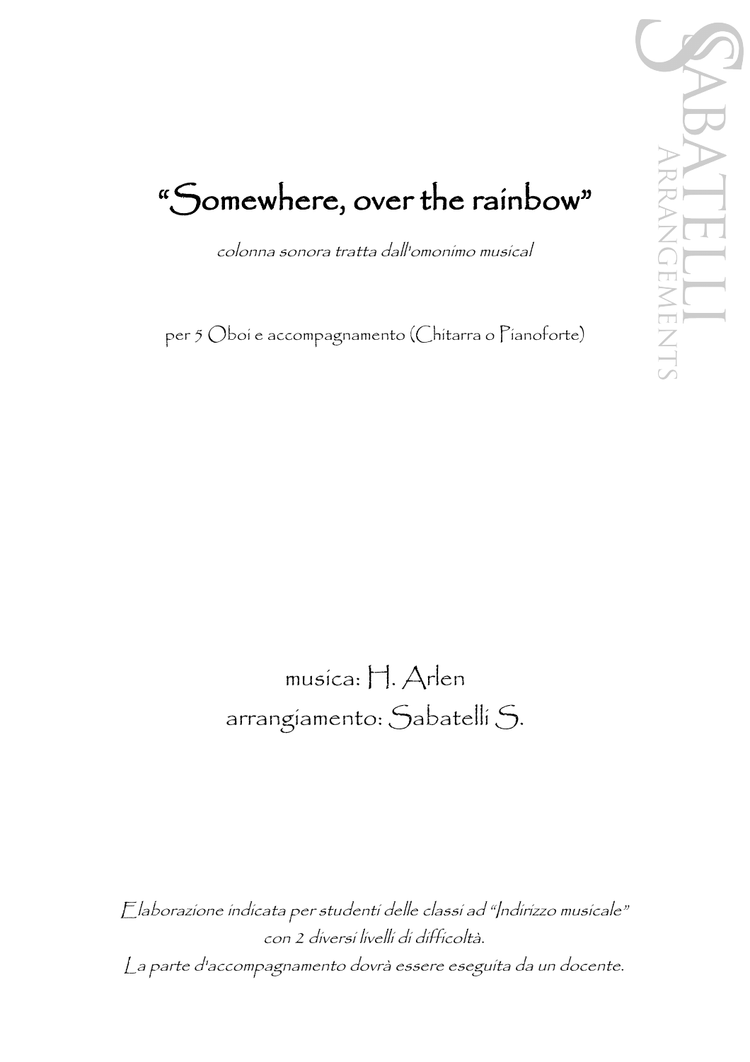# "Somewhere, over the rainbow"

*colonna sonora tratta dall'omonimo musical*

per 5 Oboi e accompagnamento (Chitarra o Pianoforte)

musica: H. Arlen

arrangiamento: Sabatelli S.

*Elaborazione indicata per studenti delle classi ad "Indirizzo musicale" con 2 diversi livelli di difficoltà.*

*La parte d'accompagnamento dovrà essere eseguita da un docente.*

SABATELLI ARRANGEMENTS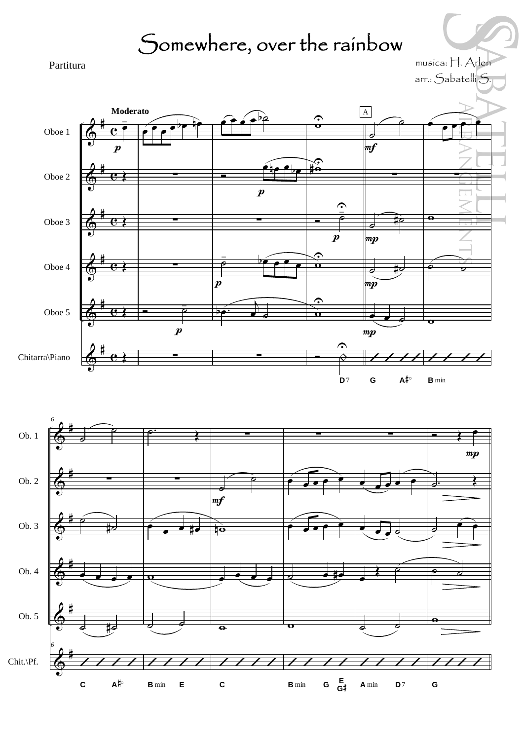# Somewhere, over the rainbow

Partitura

musica: H. Arlen
arr.: Sabatelli S.

Moderato

Oboe 1
Oboe 2
Oboe 3
Oboe 4
Oboe 5
Chitarra\Piano

D7 G A♯° B min

Ob. 1
Ob. 2
Ob. 3
Ob. 4
Ob. 5
Chit.\Pf.

C A♯° B min E C B min G E/G♯ A min D7 G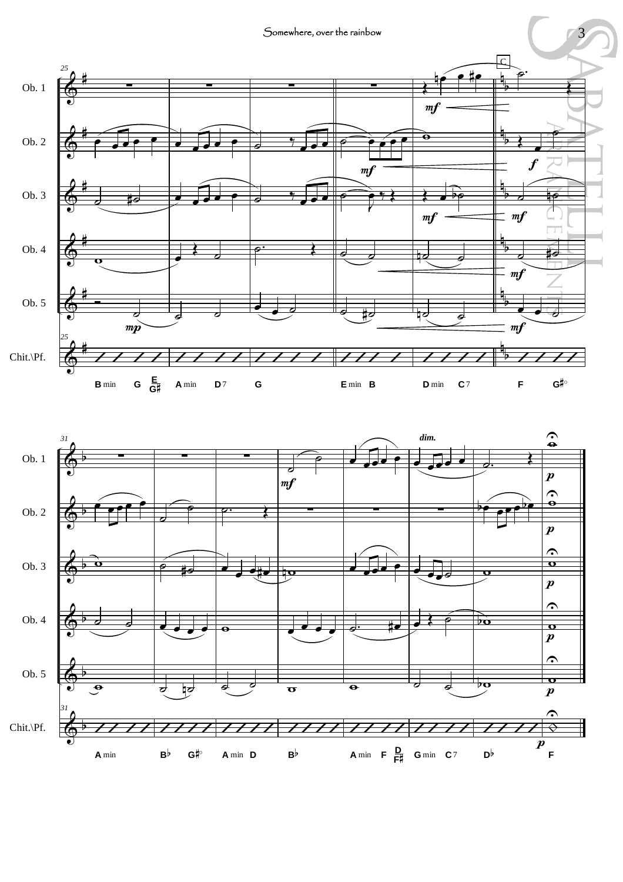Somewhere, over the rainbow

| 25 | | | | | | C |
|---|---|---|---|---|---|---|
| B min G E/G# | A min D7 | G | E min B | D min C7 | F G#° | |

Ob. 1, Ob. 2, Ob. 3, Ob. 4, Ob. 5, Chit.\Pf.

*mp* *mf* *f* *mf*

| 31 | | | | | | | | |
|---|---|---|---|---|---|---|---|---|
| A min | B♭ G#° | A min D | B♭ | A min F D/F# | G min C7 | D♭ | F |

Ob. 1, Ob. 2, Ob. 3, Ob. 4, Ob. 5, Chit.\Pf.

*mf* *dim.* *p*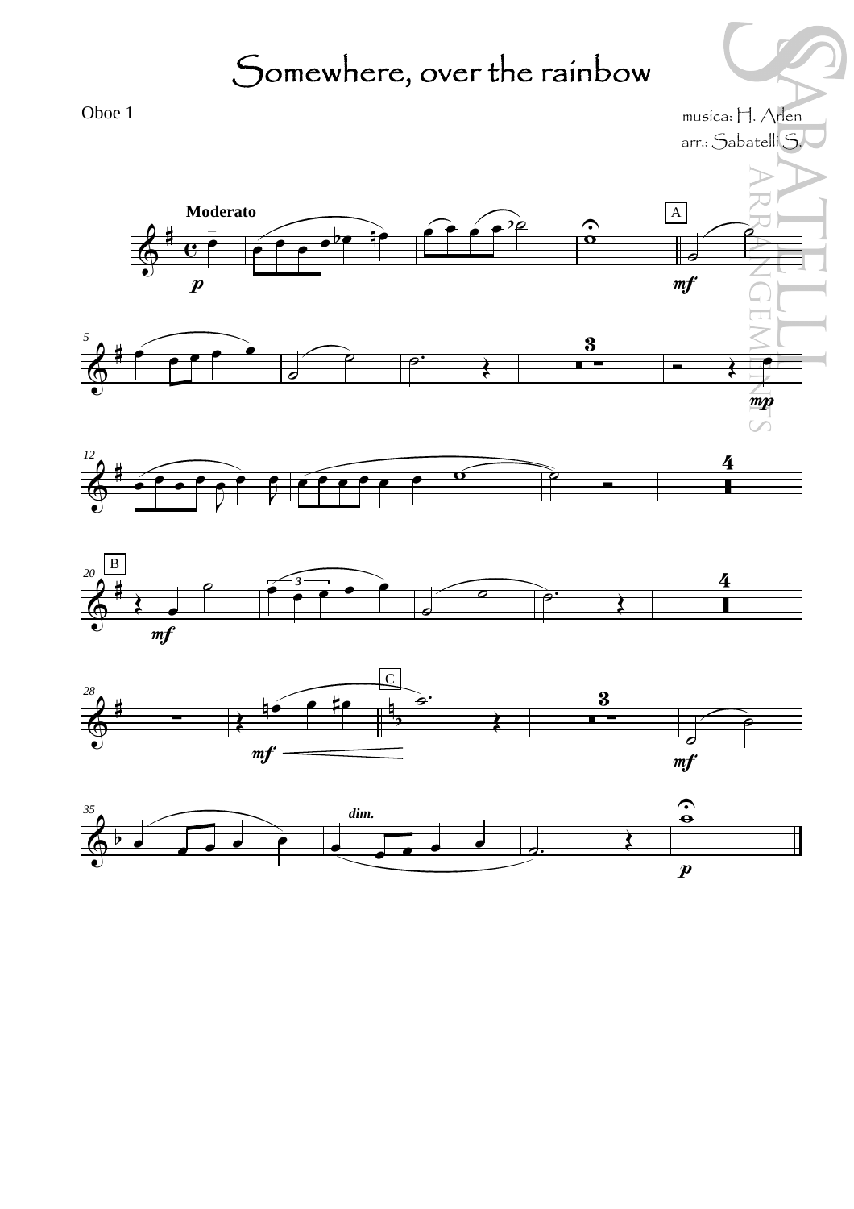# Somewhere, over the rainbow

Oboe 1

musica: H. Arlen
arr.: Sabatelli S.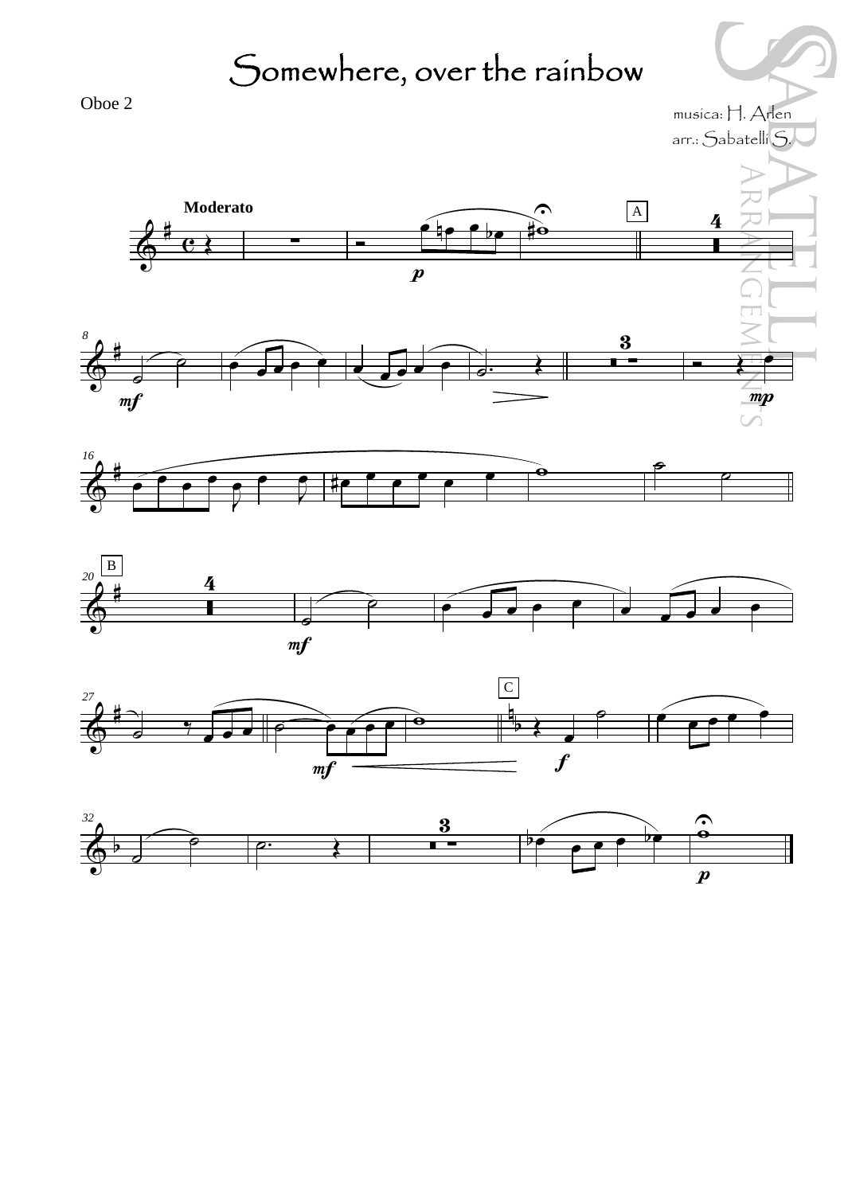# Somewhere, over the rainbow

Oboe 2

musica: H. Arlen
arr.: Sabatelli S.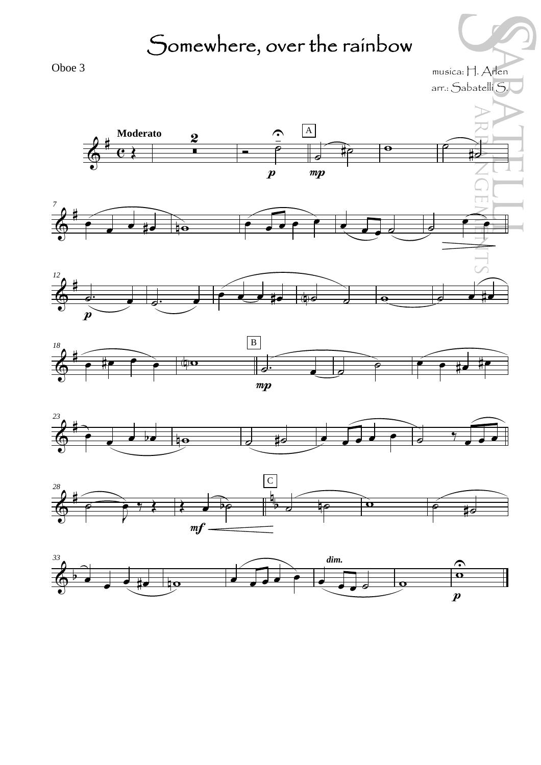# Somewhere, over the rainbow

Oboe 3

musica: H. Arlen
arr.: Sabatelli S.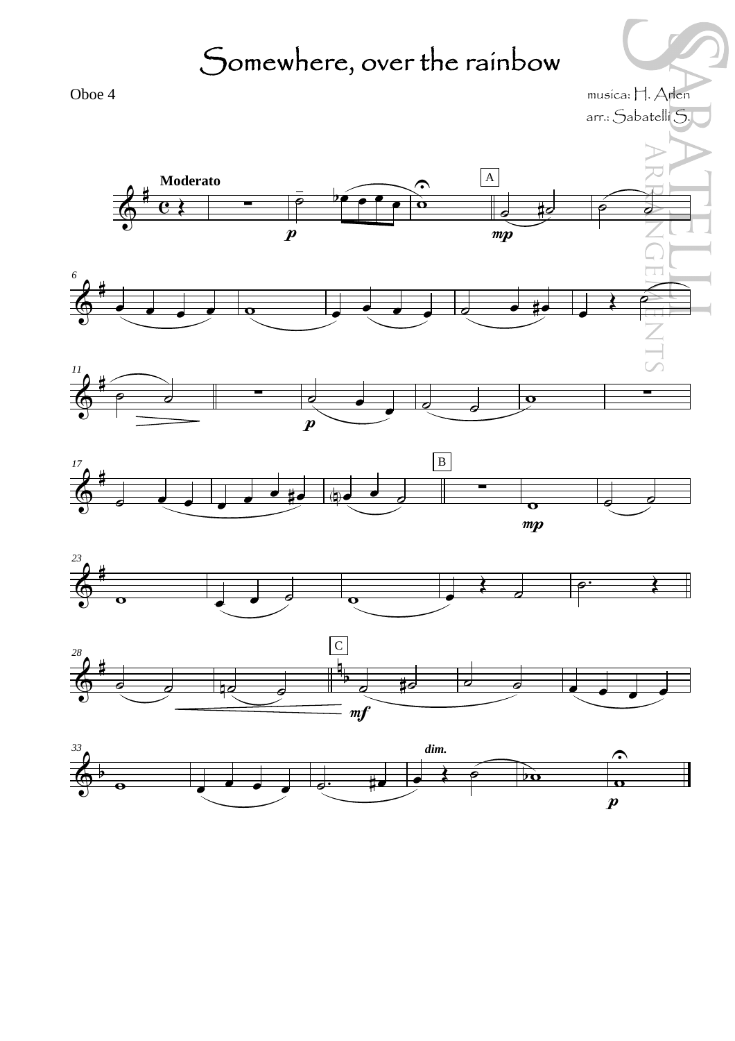# Somewhere, over the rainbow

Oboe 4

musica: H. Arlen

arr.: Sabatelli S.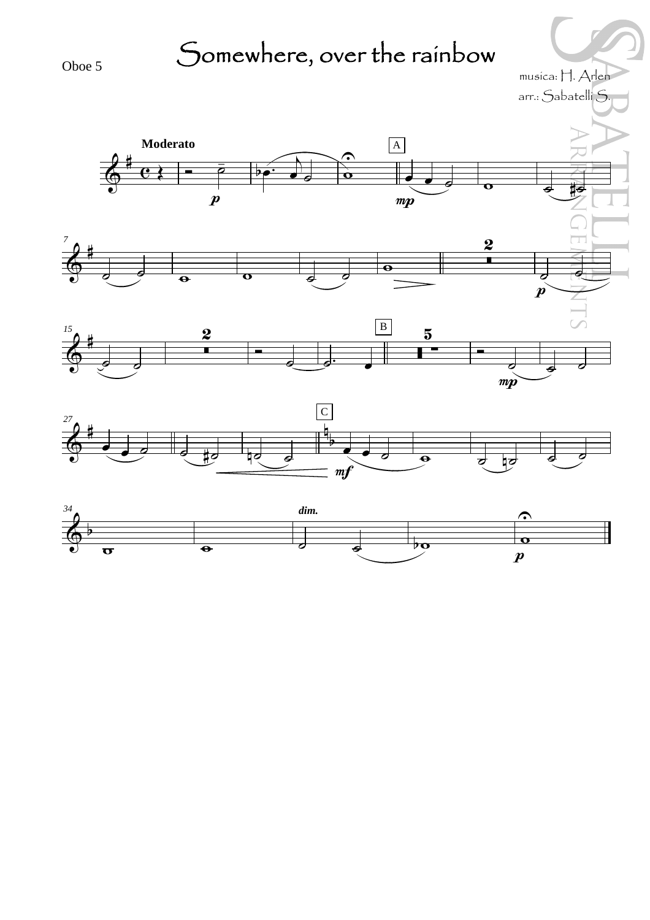Oboe 5

# Somewhere, over the rainbow

musica: H. Arlen
arr.: Sabatelli S.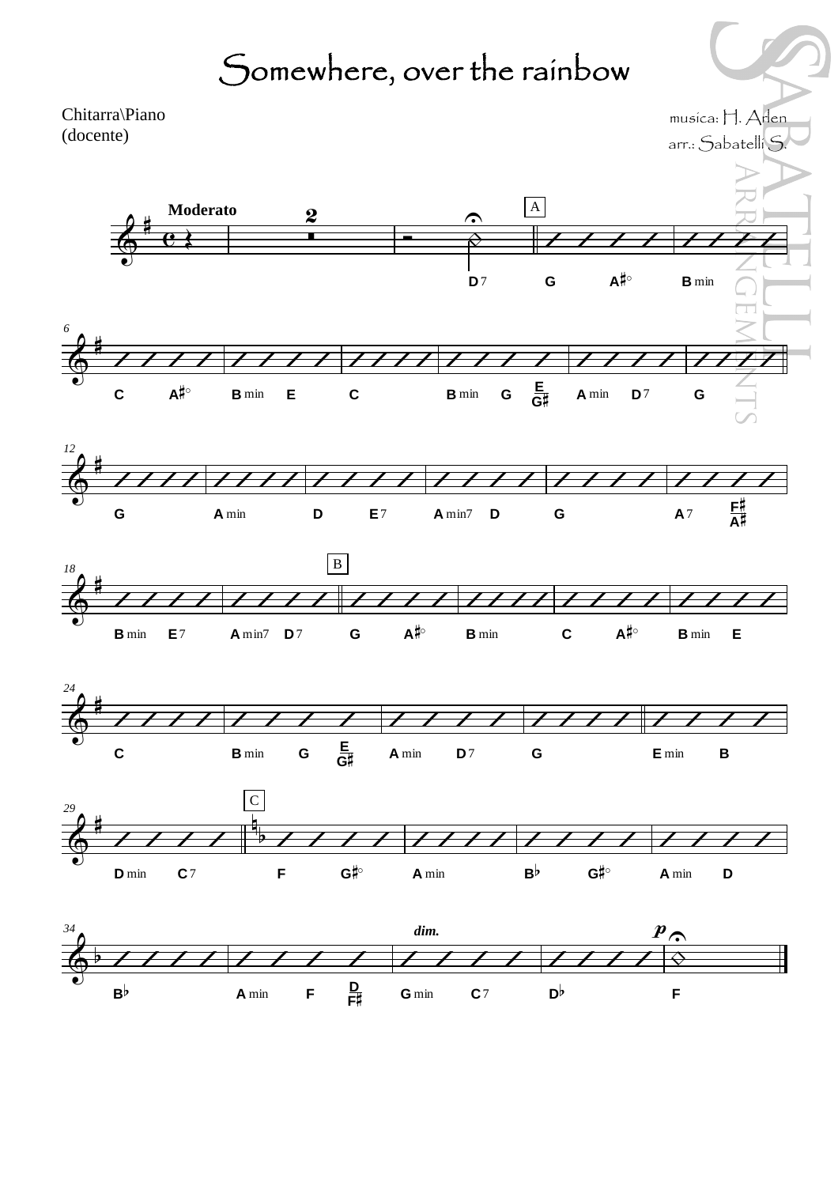# Somewhere, over the rainbow

Chitarra\Piano
(docente)

musica: H. Arlen
arr.: Sabatelli S.